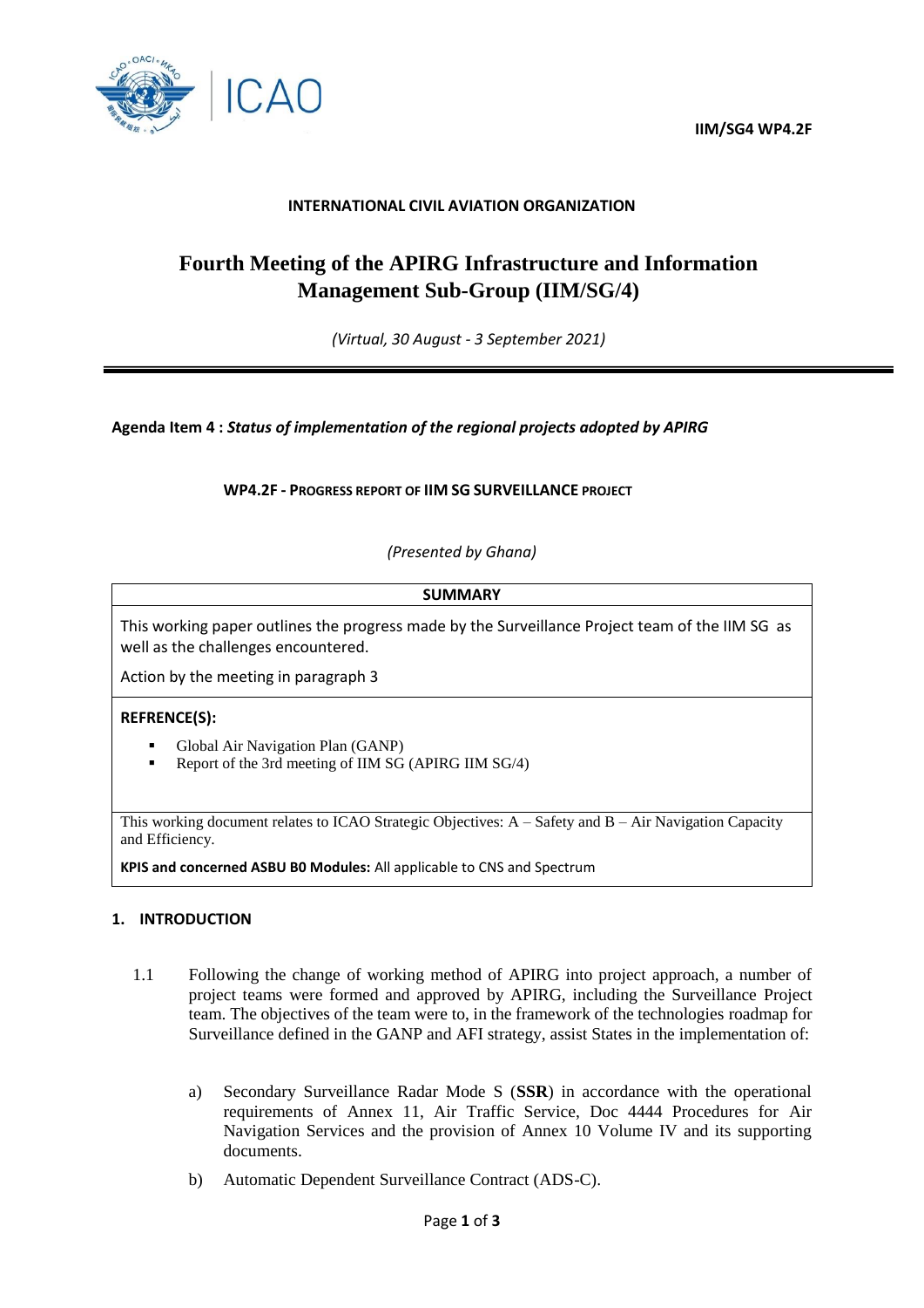**IIM/SG4 WP4.2F**

**INTERNATIONAL CIVIL AVIATION ORGANIZATION**

# Fourth Meeting of the APIRG Infrastructure and Information Management Sub-Group (IIM/SG/4)

*(Virtual, 30 August - 3 September 2021)*

---

**Agenda Item 4 :** ***Status of implementation of the regional projects adopted by APIRG***

**WP4.2F - PROGRESS REPORT OF IIM SG SURVEILLANCE PROJECT**

*(Presented by Ghana)*

| **SUMMARY** |
|---|
| This working paper outlines the progress made by the Surveillance Project team of the IIM SG as well as the challenges encountered.<br><br>Action by the meeting in paragraph 3 |
| **REFRENCE(S):**<br>▪ Global Air Navigation Plan (GANP)<br>▪ Report of the 3rd meeting of IIM SG (APIRG IIM SG/4) |
| This working document relates to ICAO Strategic Objectives: A – Safety and B – Air Navigation Capacity and Efficiency.<br><br>**KPIS and concerned ASBU B0 Modules:** All applicable to CNS and Spectrum |

## 1. INTRODUCTION

1.1 Following the change of working method of APIRG into project approach, a number of project teams were formed and approved by APIRG, including the Surveillance Project team. The objectives of the team were to, in the framework of the technologies roadmap for Surveillance defined in the GANP and AFI strategy, assist States in the implementation of:

a) Secondary Surveillance Radar Mode S (**SSR**) in accordance with the operational requirements of Annex 11, Air Traffic Service, Doc 4444 Procedures for Air Navigation Services and the provision of Annex 10 Volume IV and its supporting documents.

b) Automatic Dependent Surveillance Contract (ADS-C).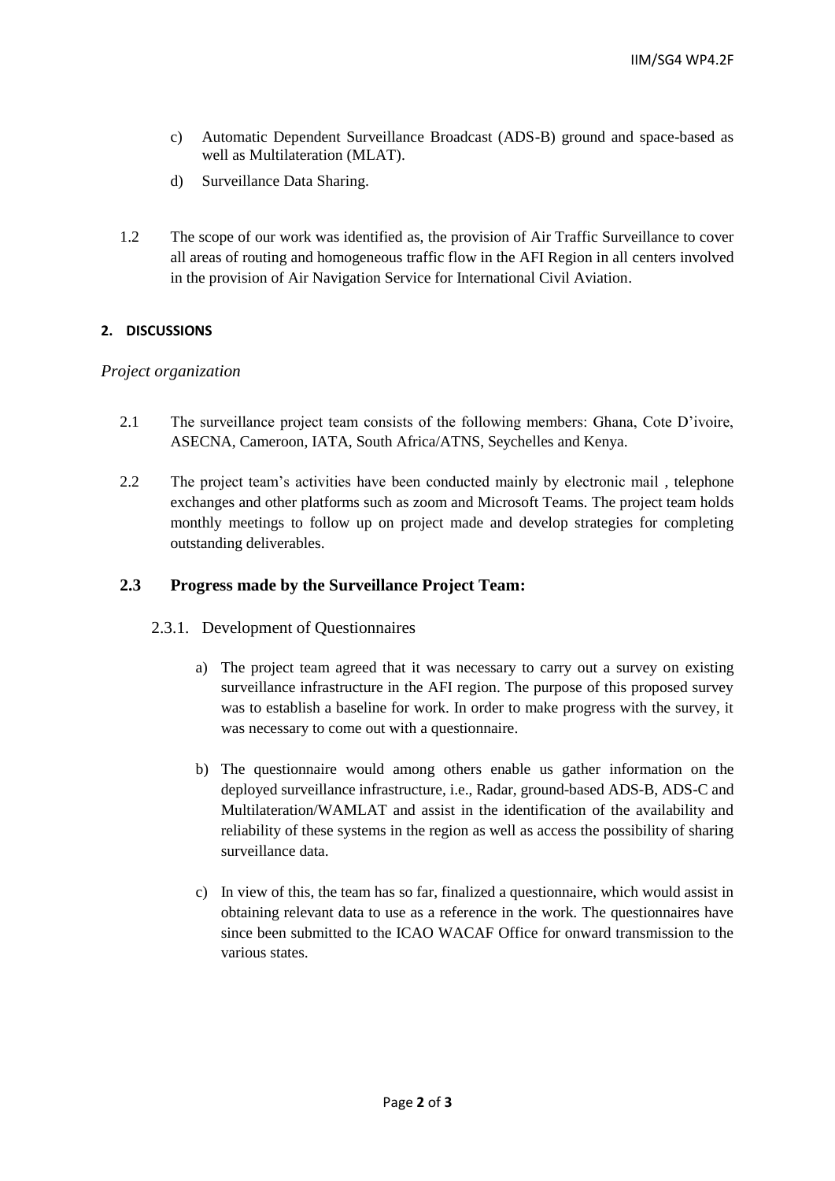c) Automatic Dependent Surveillance Broadcast (ADS-B) ground and space-based as well as Multilateration (MLAT).

d) Surveillance Data Sharing.

1.2 The scope of our work was identified as, the provision of Air Traffic Surveillance to cover all areas of routing and homogeneous traffic flow in the AFI Region in all centers involved in the provision of Air Navigation Service for International Civil Aviation.

## 2. DISCUSSIONS

*Project organization*

2.1 The surveillance project team consists of the following members: Ghana, Cote D'ivoire, ASECNA, Cameroon, IATA, South Africa/ATNS, Seychelles and Kenya.

2.2 The project team's activities have been conducted mainly by electronic mail , telephone exchanges and other platforms such as zoom and Microsoft Teams. The project team holds monthly meetings to follow up on project made and develop strategies for completing outstanding deliverables.

### 2.3 Progress made by the Surveillance Project Team:

2.3.1. Development of Questionnaires

a) The project team agreed that it was necessary to carry out a survey on existing surveillance infrastructure in the AFI region. The purpose of this proposed survey was to establish a baseline for work. In order to make progress with the survey, it was necessary to come out with a questionnaire.

b) The questionnaire would among others enable us gather information on the deployed surveillance infrastructure, i.e., Radar, ground-based ADS-B, ADS-C and Multilateration/WAMLAT and assist in the identification of the availability and reliability of these systems in the region as well as access the possibility of sharing surveillance data.

c) In view of this, the team has so far, finalized a questionnaire, which would assist in obtaining relevant data to use as a reference in the work. The questionnaires have since been submitted to the ICAO WACAF Office for onward transmission to the various states.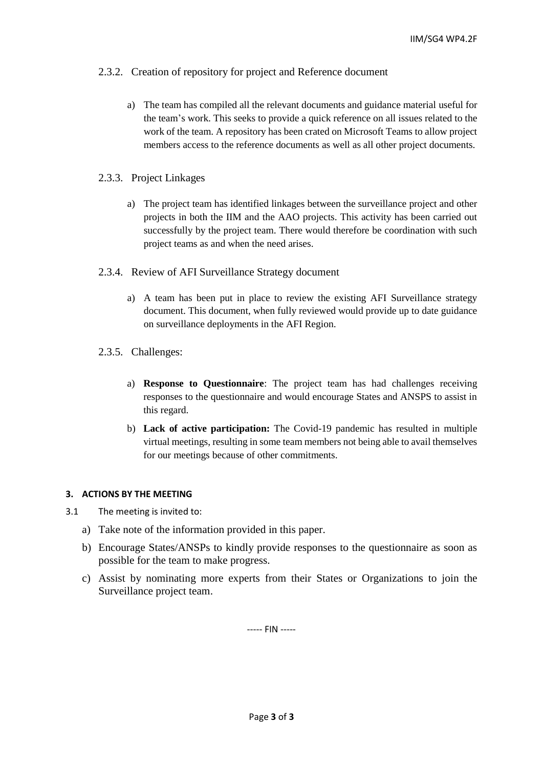### 2.3.2. Creation of repository for project and Reference document

a) The team has compiled all the relevant documents and guidance material useful for the team's work. This seeks to provide a quick reference on all issues related to the work of the team. A repository has been crated on Microsoft Teams to allow project members access to the reference documents as well as all other project documents.

### 2.3.3. Project Linkages

a) The project team has identified linkages between the surveillance project and other projects in both the IIM and the AAO projects. This activity has been carried out successfully by the project team. There would therefore be coordination with such project teams as and when the need arises.

### 2.3.4. Review of AFI Surveillance Strategy document

a) A team has been put in place to review the existing AFI Surveillance strategy document. This document, when fully reviewed would provide up to date guidance on surveillance deployments in the AFI Region.

### 2.3.5. Challenges:

a) **Response to Questionnaire**: The project team has had challenges receiving responses to the questionnaire and would encourage States and ANSPS to assist in this regard.

b) **Lack of active participation:** The Covid-19 pandemic has resulted in multiple virtual meetings, resulting in some team members not being able to avail themselves for our meetings because of other commitments.

## 3. ACTIONS BY THE MEETING

3.1 The meeting is invited to:

a) Take note of the information provided in this paper.

b) Encourage States/ANSPs to kindly provide responses to the questionnaire as soon as possible for the team to make progress.

c) Assist by nominating more experts from their States or Organizations to join the Surveillance project team.

----- FIN -----